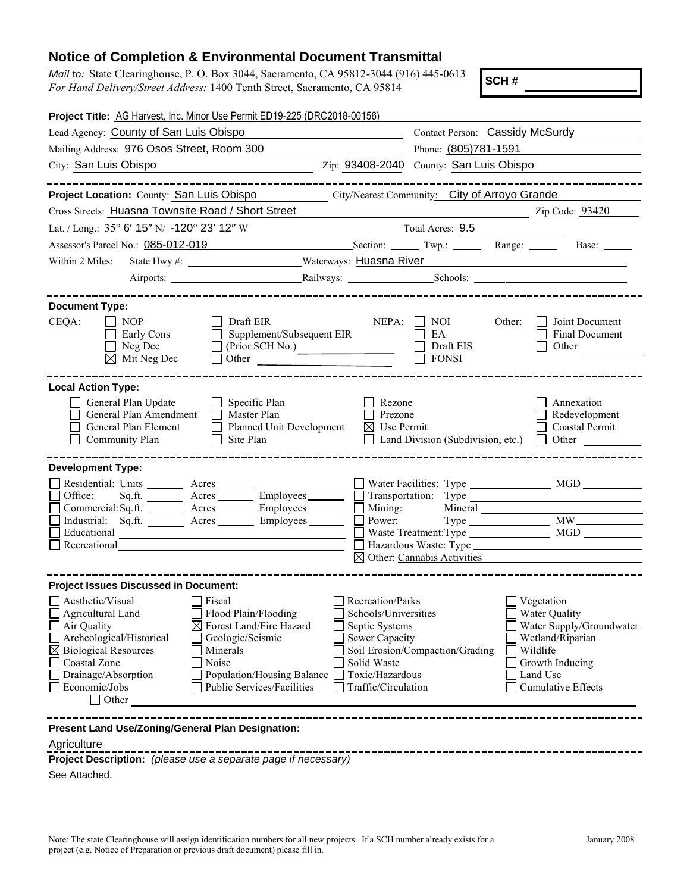# Notice of Completion & Environmental Document Transmittal

*Mail to:* State Clearinghouse, P. O. Box 3044, Sacramento, CA 95812-3044 (916) 445-0613
*For Hand Delivery/Street Address:* 1400 Tenth Street, Sacramento, CA 95814

**SCH #** ____________

**Project Title:** AG Harvest, Inc. Minor Use Permit ED19-225 (DRC2018-00156)

Lead Agency: County of San Luis Obispo
Contact Person: Cassidy McSurdy
Mailing Address: 976 Osos Street, Room 300
Phone: (805)781-1591
City: San Luis Obispo
Zip: 93408-2040
County: San Luis Obispo

---

**Project Location:** County: San Luis Obispo
City/Nearest Community: City of Arroyo Grande
Cross Streets: Huasna Townsite Road / Short Street
Zip Code: 93420
Lat. / Long.: 35° 6′ 15″ N/ -120° 23′ 12″ W
Total Acres: 9.5
Assessor's Parcel No.: 085-012-019
Section: ______ Twp.: ______ Range: ______ Base: ______
Within 2 Miles: State Hwy #: ______ Waterways: Huasna River
Airports: ______ Railways: ______ Schools: ______

---

**Document Type:**

CEQA:
- ☐ NOP
- ☐ Early Cons
- ☐ Neg Dec
- ☒ Mit Neg Dec
- ☐ Draft EIR
- ☐ Supplement/Subsequent EIR
- ☐ (Prior SCH No.) ______
- ☐ Other ______

NEPA:
- ☐ NOI
- ☐ EA
- ☐ Draft EIS
- ☐ FONSI

Other:
- ☐ Joint Document
- ☐ Final Document
- ☐ Other ______

---

**Local Action Type:**

- ☐ General Plan Update
- ☐ General Plan Amendment
- ☐ General Plan Element
- ☐ Community Plan
- ☐ Specific Plan
- ☐ Master Plan
- ☐ Planned Unit Development
- ☐ Site Plan
- ☐ Rezone
- ☐ Prezone
- ☒ Use Permit
- ☐ Land Division (Subdivision, etc.)
- ☐ Annexation
- ☐ Redevelopment
- ☐ Coastal Permit
- ☐ Other ______

---

**Development Type:**

- ☐ Residential: Units ______ Acres ______
- ☐ Office: Sq.ft. ______ Acres ______ Employees ______
- ☐ Commercial: Sq.ft. ______ Acres ______ Employees ______
- ☐ Industrial: Sq.ft. ______ Acres ______ Employees ______
- ☐ Educational ______
- ☐ Recreational ______
- ☐ Water Facilities: Type ______ MGD ______
- ☐ Transportation: Type ______
- ☐ Mining: Mineral ______
- ☐ Power: Type ______ MW ______
- ☐ Waste Treatment: Type ______ MGD ______
- ☐ Hazardous Waste: Type ______
- ☒ Other: Cannabis Activities

---

**Project Issues Discussed in Document:**

- ☐ Aesthetic/Visual
- ☐ Agricultural Land
- ☐ Air Quality
- ☐ Archeological/Historical
- ☒ Biological Resources
- ☐ Coastal Zone
- ☐ Drainage/Absorption
- ☐ Economic/Jobs
- ☐ Fiscal
- ☐ Flood Plain/Flooding
- ☒ Forest Land/Fire Hazard
- ☐ Geologic/Seismic
- ☐ Minerals
- ☐ Noise
- ☐ Population/Housing Balance
- ☐ Public Services/Facilities
- ☐ Recreation/Parks
- ☐ Schools/Universities
- ☐ Septic Systems
- ☐ Sewer Capacity
- ☐ Soil Erosion/Compaction/Grading
- ☐ Solid Waste
- ☐ Toxic/Hazardous
- ☐ Traffic/Circulation
- ☐ Vegetation
- ☐ Water Quality
- ☐ Water Supply/Groundwater
- ☐ Wetland/Riparian
- ☐ Wildlife
- ☐ Growth Inducing
- ☐ Land Use
- ☐ Cumulative Effects
- ☐ Other ______

---

**Present Land Use/Zoning/General Plan Designation:**

Agriculture

**Project Description:** *(please use a separate page if necessary)*

See Attached.

Note: The state Clearinghouse will assign identification numbers for all new projects. If a SCH number already exists for a project (e.g. Notice of Preparation or previous draft document) please fill in.

January 2008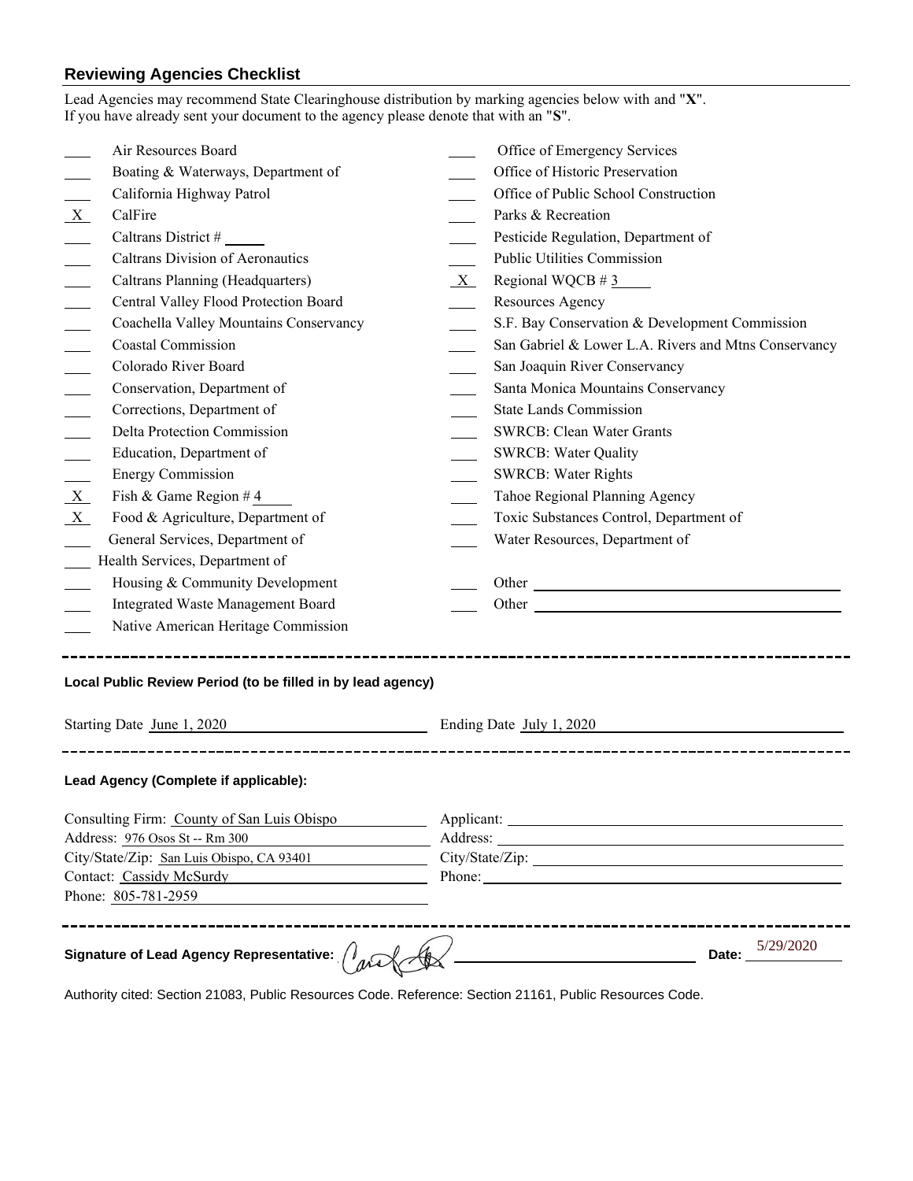## Reviewing Agencies Checklist

Lead Agencies may recommend State Clearinghouse distribution by marking agencies below with and "**X**".
If you have already sent your document to the agency please denote that with an "**S**".

| | | | |
|---|---|---|---|
| ___ | Air Resources Board | ___ | Office of Emergency Services |
| ___ | Boating & Waterways, Department of | ___ | Office of Historic Preservation |
| ___ | California Highway Patrol | ___ | Office of Public School Construction |
| X | CalFire | ___ | Parks & Recreation |
| ___ | Caltrans District # ___ | ___ | Pesticide Regulation, Department of |
| ___ | Caltrans Division of Aeronautics | ___ | Public Utilities Commission |
| ___ | Caltrans Planning (Headquarters) | X | Regional WQCB # 3 |
| ___ | Central Valley Flood Protection Board | ___ | Resources Agency |
| ___ | Coachella Valley Mountains Conservancy | ___ | S.F. Bay Conservation & Development Commission |
| ___ | Coastal Commission | ___ | San Gabriel & Lower L.A. Rivers and Mtns Conservancy |
| ___ | Colorado River Board | ___ | San Joaquin River Conservancy |
| ___ | Conservation, Department of | ___ | Santa Monica Mountains Conservancy |
| ___ | Corrections, Department of | ___ | State Lands Commission |
| ___ | Delta Protection Commission | ___ | SWRCB: Clean Water Grants |
| ___ | Education, Department of | ___ | SWRCB: Water Quality |
| ___ | Energy Commission | ___ | SWRCB: Water Rights |
| X | Fish & Game Region # 4 | ___ | Tahoe Regional Planning Agency |
| X | Food & Agriculture, Department of | ___ | Toxic Substances Control, Department of |
| ___ | General Services, Department of | ___ | Water Resources, Department of |
| ___ | Health Services, Department of | | |
| ___ | Housing & Community Development | ___ | Other ___ |
| ___ | Integrated Waste Management Board | ___ | Other ___ |
| ___ | Native American Heritage Commission | | |

---

**Local Public Review Period (to be filled in by lead agency)**

Starting Date June 1, 2020 Ending Date July 1, 2020

---

**Lead Agency (Complete if applicable):**

Consulting Firm: County of San Luis Obispo
Address: 976 Osos St -- Rm 300
City/State/Zip: San Luis Obispo, CA 93401
Contact: Cassidy McSurdy
Phone: 805-781-2959

Applicant:
Address:
City/State/Zip:
Phone:

---

**Signature of Lead Agency Representative:** [signature] **Date:** 5/29/2020

Authority cited: Section 21083, Public Resources Code. Reference: Section 21161, Public Resources Code.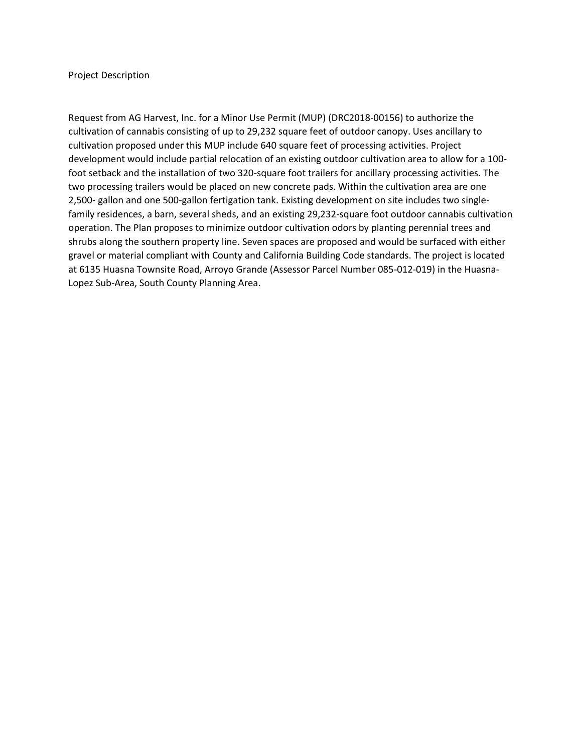Project Description

Request from AG Harvest, Inc. for a Minor Use Permit (MUP) (DRC2018-00156) to authorize the cultivation of cannabis consisting of up to 29,232 square feet of outdoor canopy. Uses ancillary to cultivation proposed under this MUP include 640 square feet of processing activities. Project development would include partial relocation of an existing outdoor cultivation area to allow for a 100-foot setback and the installation of two 320-square foot trailers for ancillary processing activities. The two processing trailers would be placed on new concrete pads. Within the cultivation area are one 2,500- gallon and one 500-gallon fertigation tank. Existing development on site includes two single-family residences, a barn, several sheds, and an existing 29,232-square foot outdoor cannabis cultivation operation. The Plan proposes to minimize outdoor cultivation odors by planting perennial trees and shrubs along the southern property line. Seven spaces are proposed and would be surfaced with either gravel or material compliant with County and California Building Code standards. The project is located at 6135 Huasna Townsite Road, Arroyo Grande (Assessor Parcel Number 085-012-019) in the Huasna-Lopez Sub-Area, South County Planning Area.